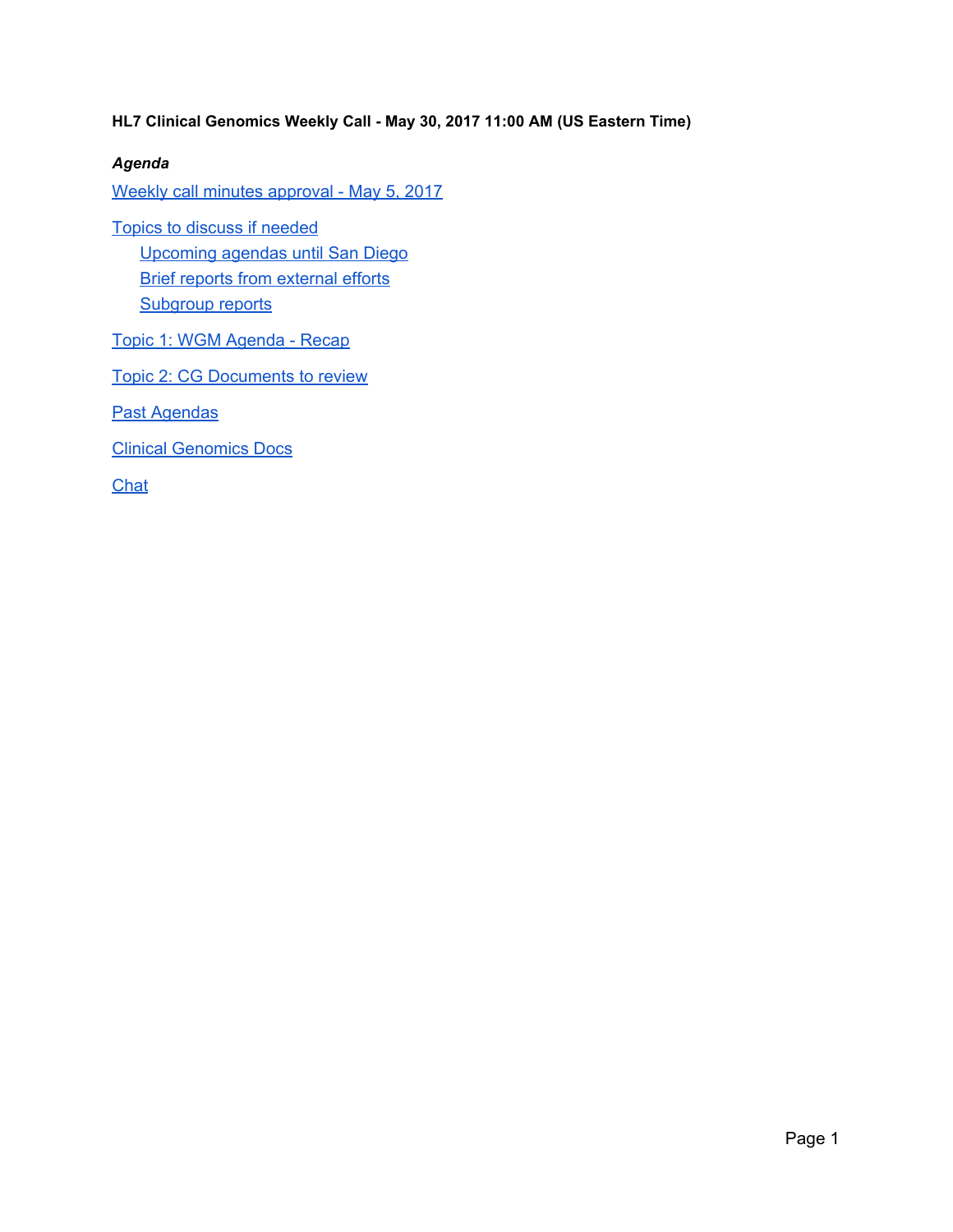**HL7 Clinical Genomics Weekly Call - May 30, 2017 11:00 AM (US Eastern Time)**

***Agenda***

Weekly call minutes approval - May 5, 2017

Topics to discuss if needed

- Upcoming agendas until San Diego
- Brief reports from external efforts
- Subgroup reports

Topic 1: WGM Agenda - Recap

Topic 2: CG Documents to review

Past Agendas

Clinical Genomics Docs

Chat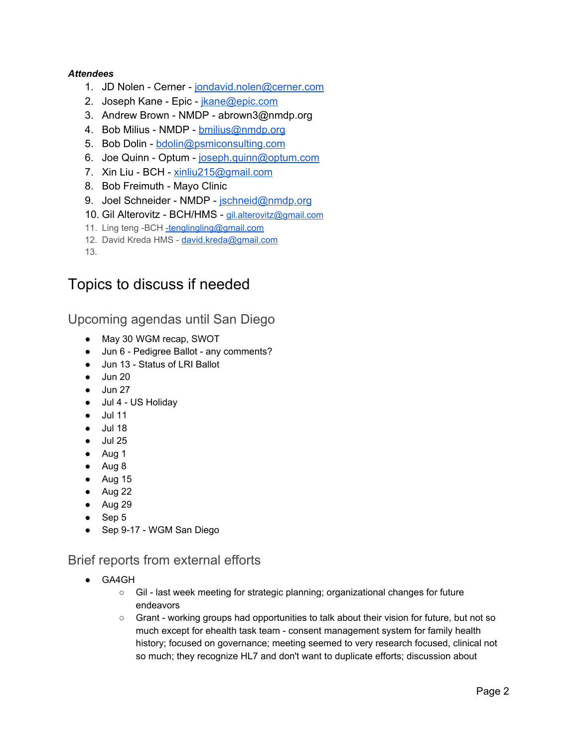***Attendees***

1. JD Nolen - Cerner - jondavid.nolen@cerner.com
2. Joseph Kane - Epic - jkane@epic.com
3. Andrew Brown - NMDP - abrown3@nmdp.org
4. Bob Milius - NMDP - bmilius@nmdp.org
5. Bob Dolin - bdolin@psmiconsulting.com
6. Joe Quinn - Optum - joseph.quinn@optum.com
7. Xin Liu - BCH - xinliu215@gmail.com
8. Bob Freimuth - Mayo Clinic
9. Joel Schneider - NMDP - jschneid@nmdp.org
10. Gil Alterovitz - BCH/HMS - gil.alterovitz@gmail.com
11. Ling teng -BCH -tenglingling@gmail.com
12. David Kreda HMS - david.kreda@gmail.com
13.

# Topics to discuss if needed

## Upcoming agendas until San Diego

- May 30 WGM recap, SWOT
- Jun 6 - Pedigree Ballot - any comments?
- Jun 13 - Status of LRI Ballot
- Jun 20
- Jun 27
- Jul 4 - US Holiday
- Jul 11
- Jul 18
- Jul 25
- Aug 1
- Aug 8
- Aug 15
- Aug 22
- Aug 29
- Sep 5
- Sep 9-17 - WGM San Diego

## Brief reports from external efforts

- GA4GH
  - Gil - last week meeting for strategic planning; organizational changes for future endeavors
  - Grant - working groups had opportunities to talk about their vision for future, but not so much except for ehealth task team - consent management system for family health history; focused on governance; meeting seemed to very research focused, clinical not so much; they recognize HL7 and don't want to duplicate efforts; discussion about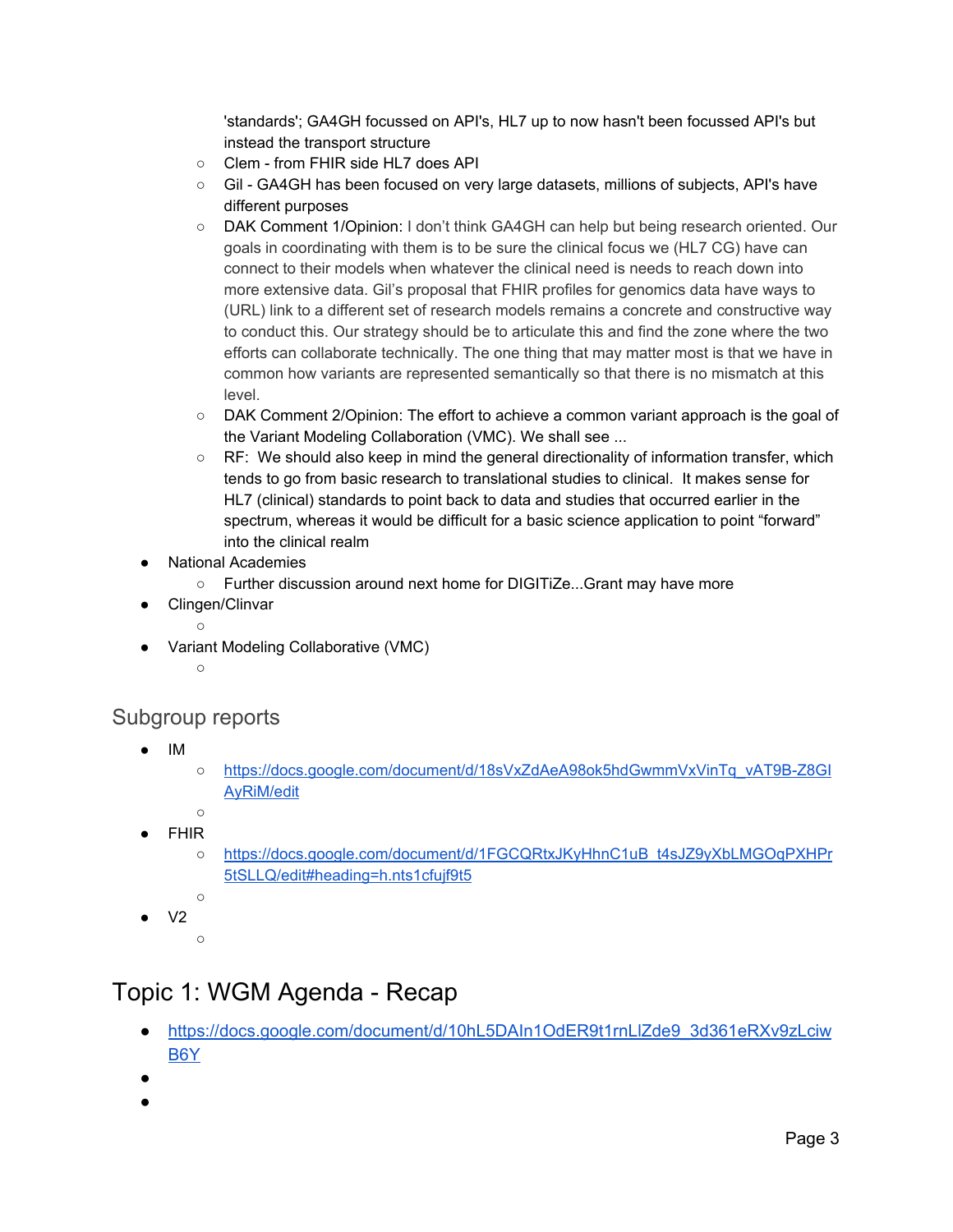'standards'; GA4GH focussed on API's, HL7 up to now hasn't been focussed API's but instead the transport structure

- Clem - from FHIR side HL7 does API
- Gil - GA4GH has been focused on very large datasets, millions of subjects, API's have different purposes
- DAK Comment 1/Opinion: I don't think GA4GH can help but being research oriented. Our goals in coordinating with them is to be sure the clinical focus we (HL7 CG) have can connect to their models when whatever the clinical need is needs to reach down into more extensive data. Gil's proposal that FHIR profiles for genomics data have ways to (URL) link to a different set of research models remains a concrete and constructive way to conduct this. Our strategy should be to articulate this and find the zone where the two efforts can collaborate technically. The one thing that may matter most is that we have in common how variants are represented semantically so that there is no mismatch at this level.
- DAK Comment 2/Opinion: The effort to achieve a common variant approach is the goal of the Variant Modeling Collaboration (VMC). We shall see ...
- RF: We should also keep in mind the general directionality of information transfer, which tends to go from basic research to translational studies to clinical. It makes sense for HL7 (clinical) standards to point back to data and studies that occurred earlier in the spectrum, whereas it would be difficult for a basic science application to point "forward" into the clinical realm

- National Academies
  - Further discussion around next home for DIGITiZe...Grant may have more
- Clingen/Clinvar
  -
- Variant Modeling Collaborative (VMC)
  -

## Subgroup reports

- IM
  - https://docs.google.com/document/d/18sVxZdAeA98ok5hdGwmmVxVinTq_vAT9B-Z8GIAyRiM/edit
  -
- FHIR
  - https://docs.google.com/document/d/1FGCQRtxJKyHhnC1uB_t4sJZ9yXbLMGOqPXHPr5tSLLQ/edit#heading=h.nts1cfujf9t5
  -
- V2
  -

# Topic 1: WGM Agenda - Recap

- https://docs.google.com/document/d/10hL5DAIn1OdER9t1rnLlZde9_3d361eRXv9zLciwB6Y
-
-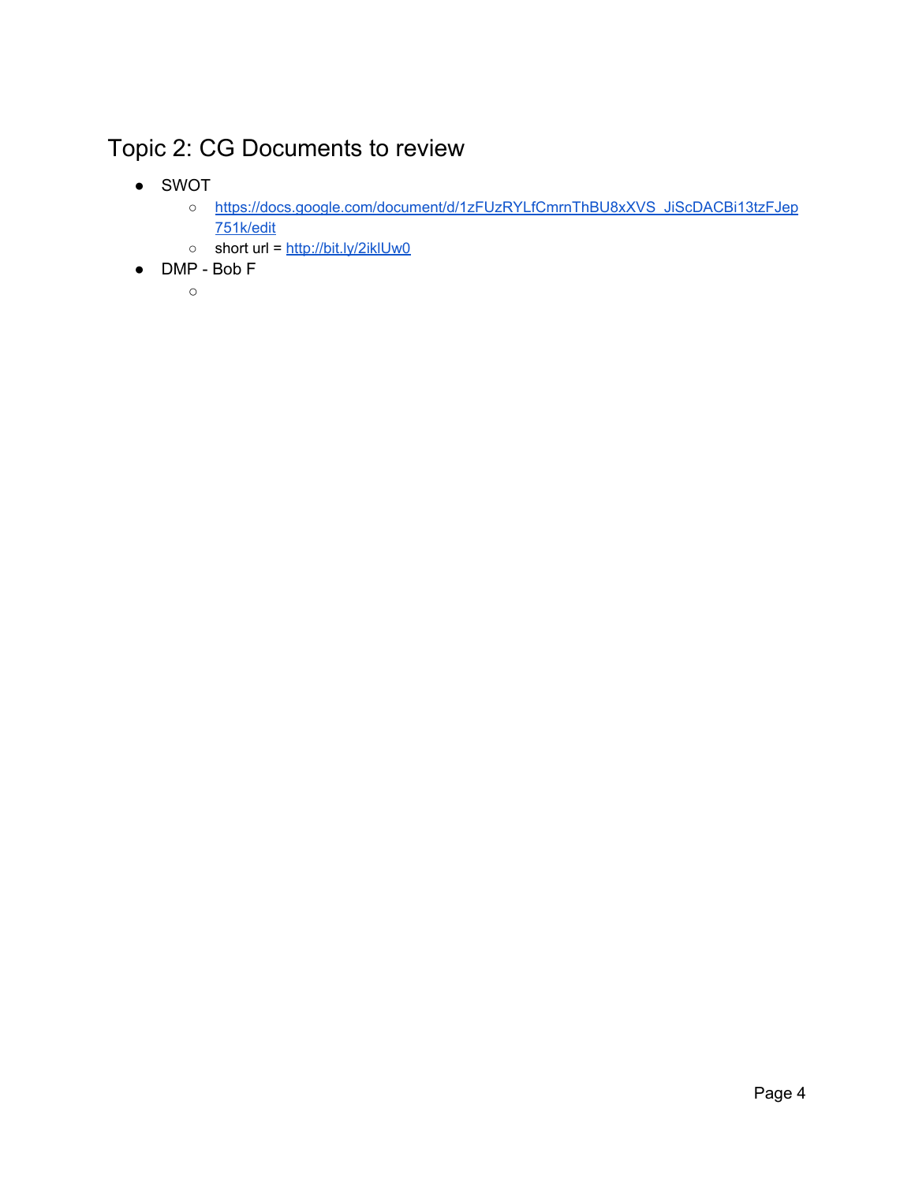# Topic 2: CG Documents to review

- SWOT
  - https://docs.google.com/document/d/1zFUzRYLfCmrnThBU8xXVS_JiScDACBi13tzFJep751k/edit
  - short url = http://bit.ly/2iklUw0
- DMP - Bob F
  -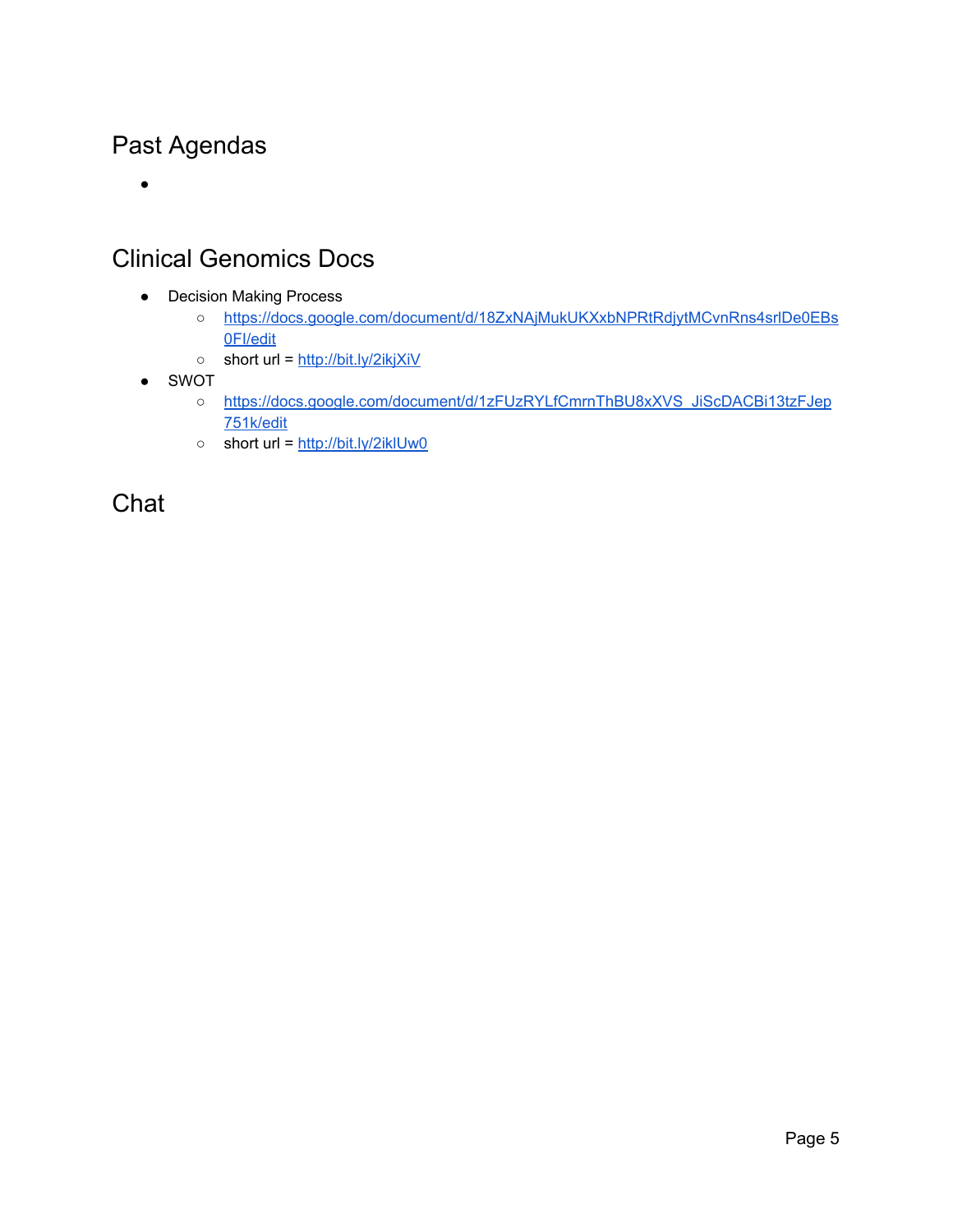## Past Agendas

- 

## Clinical Genomics Docs

- Decision Making Process
  - https://docs.google.com/document/d/18ZxNAjMukUKXxbNPRtRdjytMCvnRns4srlDe0EBs0FI/edit
  - short url = http://bit.ly/2ikjXiV
- SWOT
  - https://docs.google.com/document/d/1zFUzRYLfCmrnThBU8xXVS_JiScDACBi13tzFJep751k/edit
  - short url = http://bit.ly/2iklUw0

## Chat